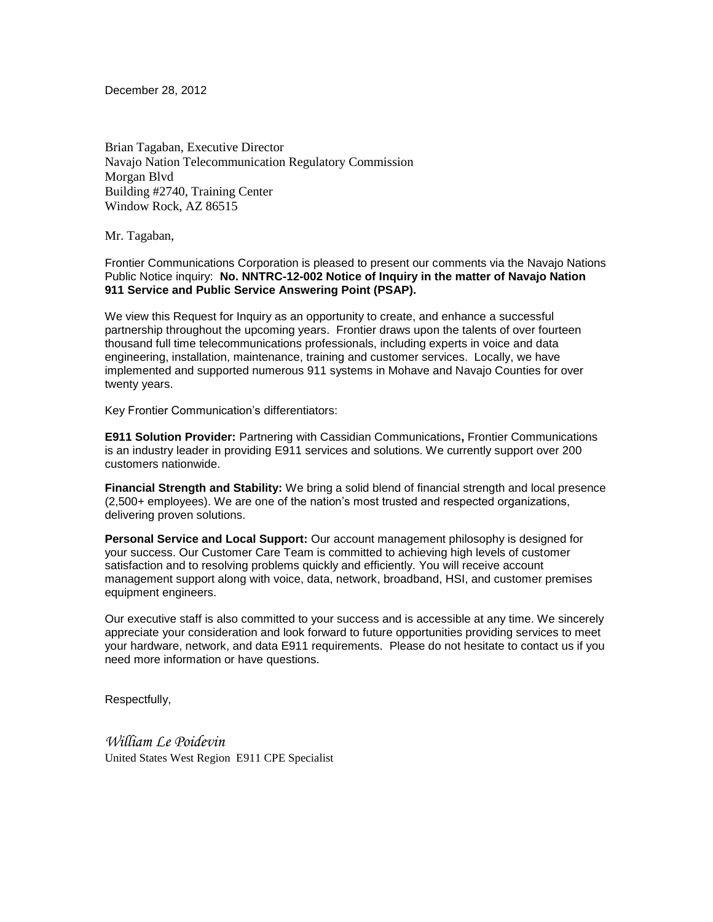December 28, 2012

Brian Tagaban, Executive Director
Navajo Nation Telecommunication Regulatory Commission
Morgan Blvd
Building #2740, Training Center
Window Rock, AZ 86515

Mr. Tagaban,

Frontier Communications Corporation is pleased to present our comments via the Navajo Nations Public Notice inquiry: **No. NNTRC-12-002 Notice of Inquiry in the matter of Navajo Nation 911 Service and Public Service Answering Point (PSAP).**

We view this Request for Inquiry as an opportunity to create, and enhance a successful partnership throughout the upcoming years. Frontier draws upon the talents of over fourteen thousand full time telecommunications professionals, including experts in voice and data engineering, installation, maintenance, training and customer services. Locally, we have implemented and supported numerous 911 systems in Mohave and Navajo Counties for over twenty years.

Key Frontier Communication's differentiators:

**E911 Solution Provider:** Partnering with Cassidian Communications**,** Frontier Communications is an industry leader in providing E911 services and solutions. We currently support over 200 customers nationwide.

**Financial Strength and Stability:** We bring a solid blend of financial strength and local presence (2,500+ employees). We are one of the nation's most trusted and respected organizations, delivering proven solutions.

**Personal Service and Local Support:** Our account management philosophy is designed for your success. Our Customer Care Team is committed to achieving high levels of customer satisfaction and to resolving problems quickly and efficiently. You will receive account management support along with voice, data, network, broadband, HSI, and customer premises equipment engineers.

Our executive staff is also committed to your success and is accessible at any time. We sincerely appreciate your consideration and look forward to future opportunities providing services to meet your hardware, network, and data E911 requirements. Please do not hesitate to contact us if you need more information or have questions.

Respectfully,

*William Le Poidevin*
United States West Region E911 CPE Specialist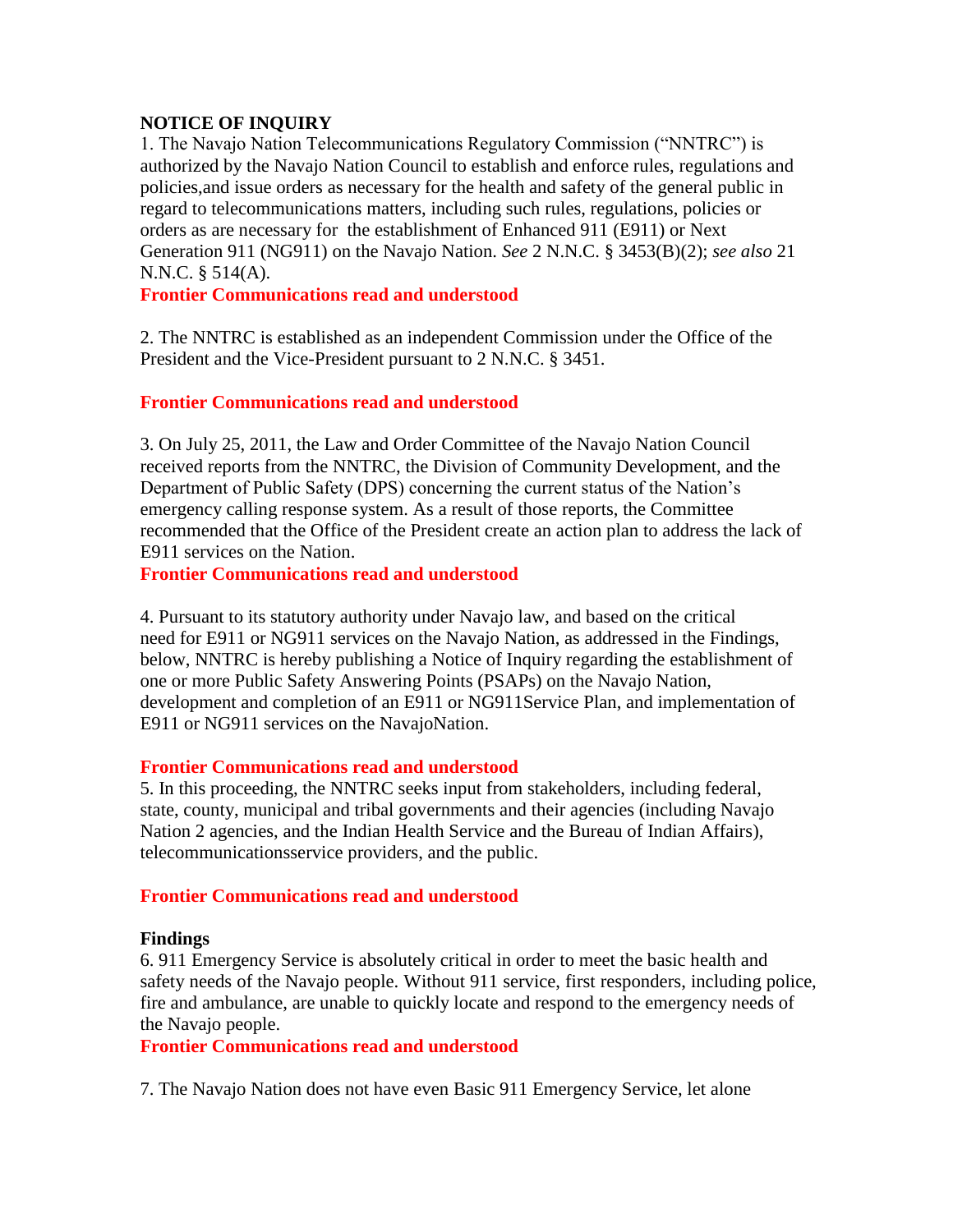**NOTICE OF INQUIRY**

1. The Navajo Nation Telecommunications Regulatory Commission ("NNTRC") is authorized by the Navajo Nation Council to establish and enforce rules, regulations and policies,and issue orders as necessary for the health and safety of the general public in regard to telecommunications matters, including such rules, regulations, policies or orders as are necessary for the establishment of Enhanced 911 (E911) or Next Generation 911 (NG911) on the Navajo Nation. *See* 2 N.N.C. § 3453(B)(2); *see also* 21 N.N.C. § 514(A).

**Frontier Communications read and understood**

2. The NNTRC is established as an independent Commission under the Office of the President and the Vice-President pursuant to 2 N.N.C. § 3451.

**Frontier Communications read and understood**

3. On July 25, 2011, the Law and Order Committee of the Navajo Nation Council received reports from the NNTRC, the Division of Community Development, and the Department of Public Safety (DPS) concerning the current status of the Nation's emergency calling response system. As a result of those reports, the Committee recommended that the Office of the President create an action plan to address the lack of E911 services on the Nation.

**Frontier Communications read and understood**

4. Pursuant to its statutory authority under Navajo law, and based on the critical need for E911 or NG911 services on the Navajo Nation, as addressed in the Findings, below, NNTRC is hereby publishing a Notice of Inquiry regarding the establishment of one or more Public Safety Answering Points (PSAPs) on the Navajo Nation, development and completion of an E911 or NG911Service Plan, and implementation of E911 or NG911 services on the NavajoNation.

**Frontier Communications read and understood**

5. In this proceeding, the NNTRC seeks input from stakeholders, including federal, state, county, municipal and tribal governments and their agencies (including Navajo Nation 2 agencies, and the Indian Health Service and the Bureau of Indian Affairs), telecommunicationsservice providers, and the public.

**Frontier Communications read and understood**

**Findings**

6. 911 Emergency Service is absolutely critical in order to meet the basic health and safety needs of the Navajo people. Without 911 service, first responders, including police, fire and ambulance, are unable to quickly locate and respond to the emergency needs of the Navajo people.

**Frontier Communications read and understood**

7. The Navajo Nation does not have even Basic 911 Emergency Service, let alone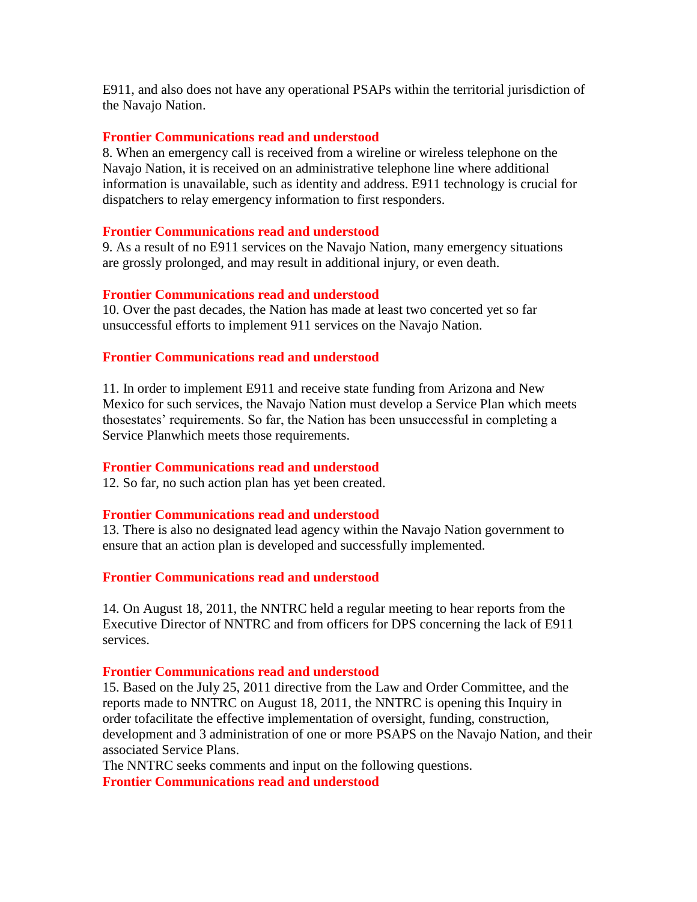E911, and also does not have any operational PSAPs within the territorial jurisdiction of the Navajo Nation.

**Frontier Communications read and understood**

8. When an emergency call is received from a wireline or wireless telephone on the Navajo Nation, it is received on an administrative telephone line where additional information is unavailable, such as identity and address. E911 technology is crucial for dispatchers to relay emergency information to first responders.

**Frontier Communications read and understood**

9. As a result of no E911 services on the Navajo Nation, many emergency situations are grossly prolonged, and may result in additional injury, or even death.

**Frontier Communications read and understood**

10. Over the past decades, the Nation has made at least two concerted yet so far unsuccessful efforts to implement 911 services on the Navajo Nation.

**Frontier Communications read and understood**

11. In order to implement E911 and receive state funding from Arizona and New Mexico for such services, the Navajo Nation must develop a Service Plan which meets thosestates' requirements. So far, the Nation has been unsuccessful in completing a Service Planwhich meets those requirements.

**Frontier Communications read and understood**

12. So far, no such action plan has yet been created.

**Frontier Communications read and understood**

13. There is also no designated lead agency within the Navajo Nation government to ensure that an action plan is developed and successfully implemented.

**Frontier Communications read and understood**

14. On August 18, 2011, the NNTRC held a regular meeting to hear reports from the Executive Director of NNTRC and from officers for DPS concerning the lack of E911 services.

**Frontier Communications read and understood**

15. Based on the July 25, 2011 directive from the Law and Order Committee, and the reports made to NNTRC on August 18, 2011, the NNTRC is opening this Inquiry in order tofacilitate the effective implementation of oversight, funding, construction, development and 3 administration of one or more PSAPS on the Navajo Nation, and their associated Service Plans.

The NNTRC seeks comments and input on the following questions.

**Frontier Communications read and understood**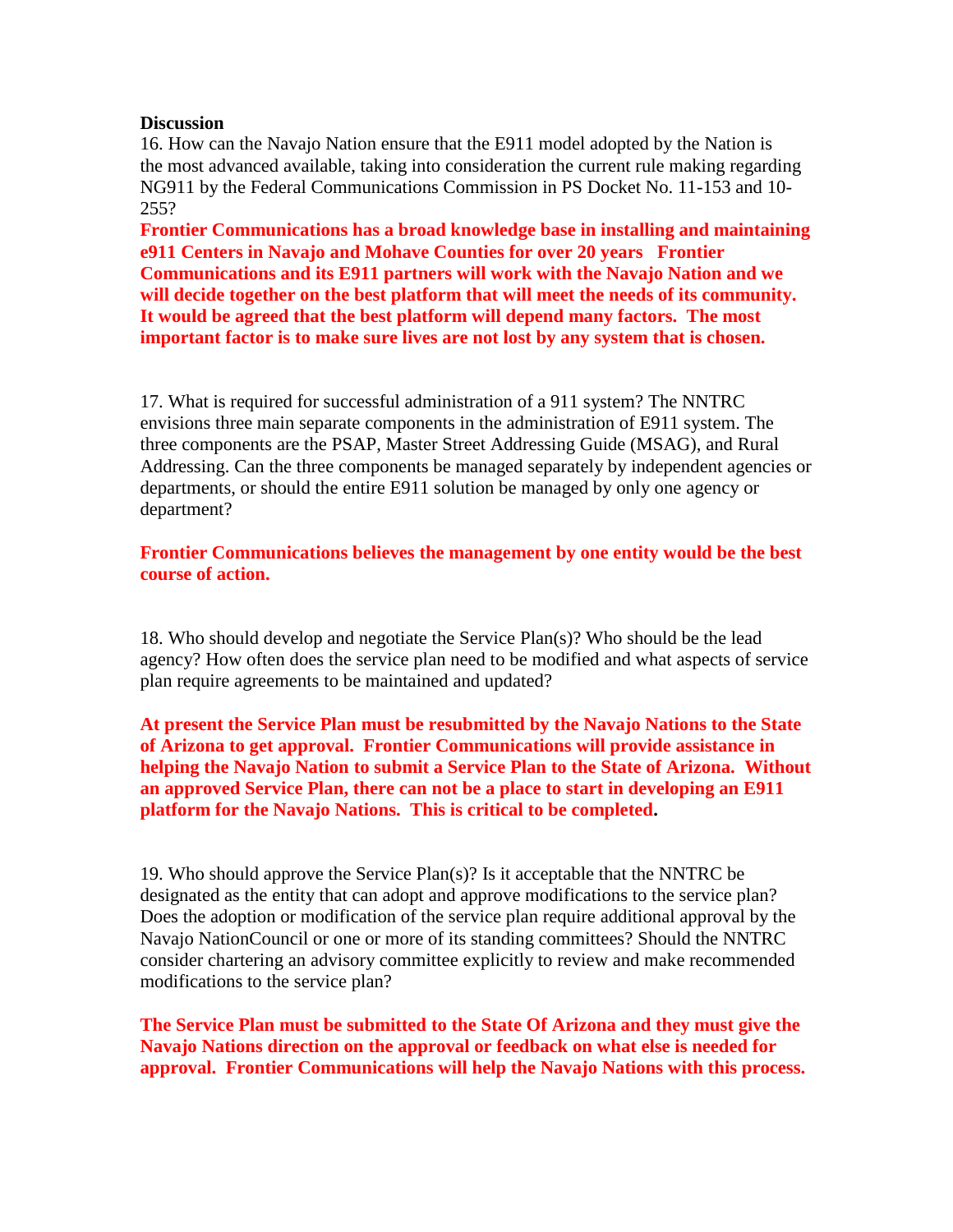**Discussion**

16. How can the Navajo Nation ensure that the E911 model adopted by the Nation is the most advanced available, taking into consideration the current rule making regarding NG911 by the Federal Communications Commission in PS Docket No. 11-153 and 10-255?

**Frontier Communications has a broad knowledge base in installing and maintaining e911 Centers in Navajo and Mohave Counties for over 20 years Frontier Communications and its E911 partners will work with the Navajo Nation and we will decide together on the best platform that will meet the needs of its community. It would be agreed that the best platform will depend many factors. The most important factor is to make sure lives are not lost by any system that is chosen.**

17. What is required for successful administration of a 911 system? The NNTRC envisions three main separate components in the administration of E911 system. The three components are the PSAP, Master Street Addressing Guide (MSAG), and Rural Addressing. Can the three components be managed separately by independent agencies or departments, or should the entire E911 solution be managed by only one agency or department?

**Frontier Communications believes the management by one entity would be the best course of action.**

18. Who should develop and negotiate the Service Plan(s)? Who should be the lead agency? How often does the service plan need to be modified and what aspects of service plan require agreements to be maintained and updated?

**At present the Service Plan must be resubmitted by the Navajo Nations to the State of Arizona to get approval. Frontier Communications will provide assistance in helping the Navajo Nation to submit a Service Plan to the State of Arizona. Without an approved Service Plan, there can not be a place to start in developing an E911 platform for the Navajo Nations. This is critical to be completed.**

19. Who should approve the Service Plan(s)? Is it acceptable that the NNTRC be designated as the entity that can adopt and approve modifications to the service plan? Does the adoption or modification of the service plan require additional approval by the Navajo NationCouncil or one or more of its standing committees? Should the NNTRC consider chartering an advisory committee explicitly to review and make recommended modifications to the service plan?

**The Service Plan must be submitted to the State Of Arizona and they must give the Navajo Nations direction on the approval or feedback on what else is needed for approval. Frontier Communications will help the Navajo Nations with this process.**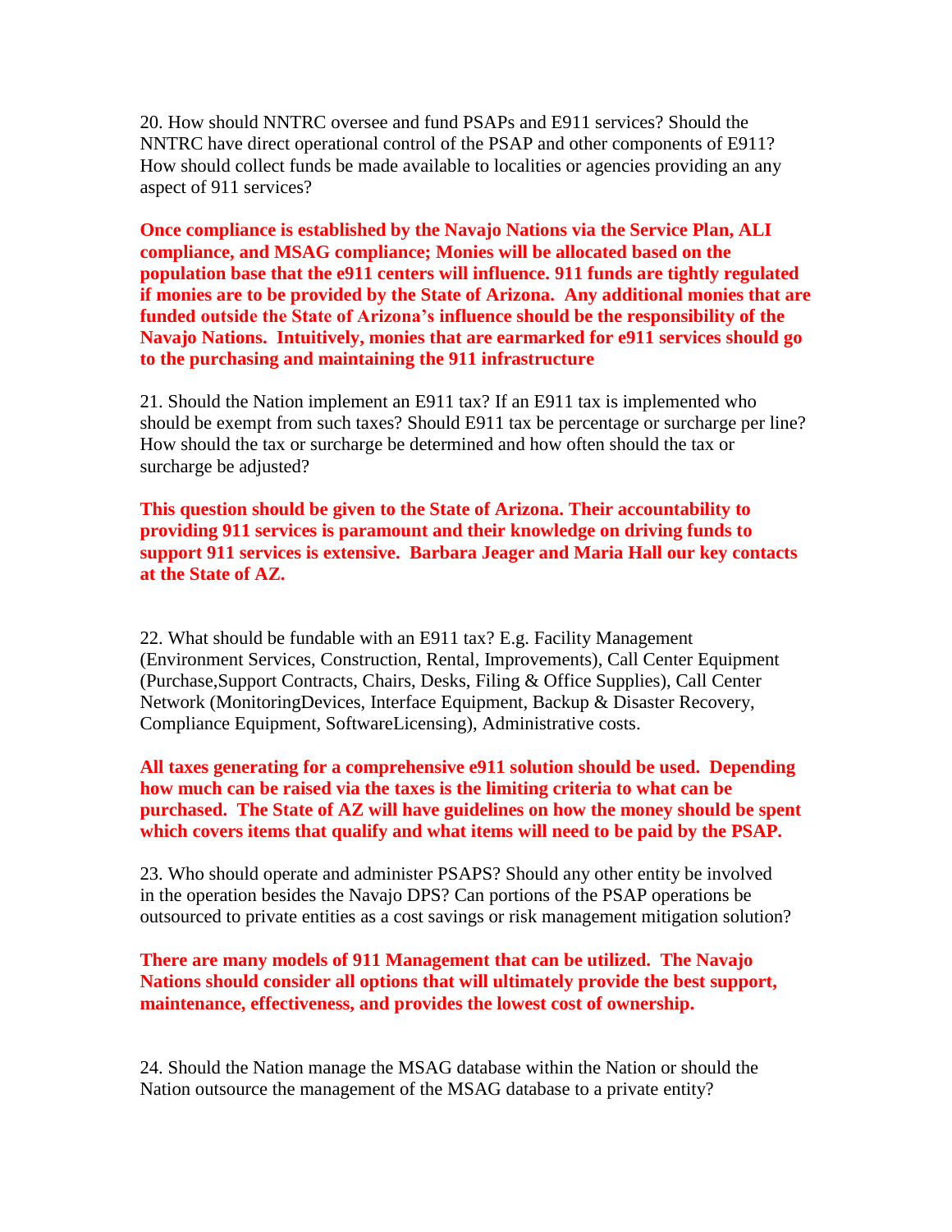20. How should NNTRC oversee and fund PSAPs and E911 services? Should the NNTRC have direct operational control of the PSAP and other components of E911? How should collect funds be made available to localities or agencies providing an any aspect of 911 services?

**Once compliance is established by the Navajo Nations via the Service Plan, ALI compliance, and MSAG compliance; Monies will be allocated based on the population base that the e911 centers will influence. 911 funds are tightly regulated if monies are to be provided by the State of Arizona. Any additional monies that are funded outside the State of Arizona's influence should be the responsibility of the Navajo Nations. Intuitively, monies that are earmarked for e911 services should go to the purchasing and maintaining the 911 infrastructure**

21. Should the Nation implement an E911 tax? If an E911 tax is implemented who should be exempt from such taxes? Should E911 tax be percentage or surcharge per line? How should the tax or surcharge be determined and how often should the tax or surcharge be adjusted?

**This question should be given to the State of Arizona. Their accountability to providing 911 services is paramount and their knowledge on driving funds to support 911 services is extensive. Barbara Jeager and Maria Hall our key contacts at the State of AZ.**

22. What should be fundable with an E911 tax? E.g. Facility Management (Environment Services, Construction, Rental, Improvements), Call Center Equipment (Purchase,Support Contracts, Chairs, Desks, Filing & Office Supplies), Call Center Network (MonitoringDevices, Interface Equipment, Backup & Disaster Recovery, Compliance Equipment, SoftwareLicensing), Administrative costs.

**All taxes generating for a comprehensive e911 solution should be used. Depending how much can be raised via the taxes is the limiting criteria to what can be purchased. The State of AZ will have guidelines on how the money should be spent which covers items that qualify and what items will need to be paid by the PSAP.**

23. Who should operate and administer PSAPS? Should any other entity be involved in the operation besides the Navajo DPS? Can portions of the PSAP operations be outsourced to private entities as a cost savings or risk management mitigation solution?

**There are many models of 911 Management that can be utilized. The Navajo Nations should consider all options that will ultimately provide the best support, maintenance, effectiveness, and provides the lowest cost of ownership.**

24. Should the Nation manage the MSAG database within the Nation or should the Nation outsource the management of the MSAG database to a private entity?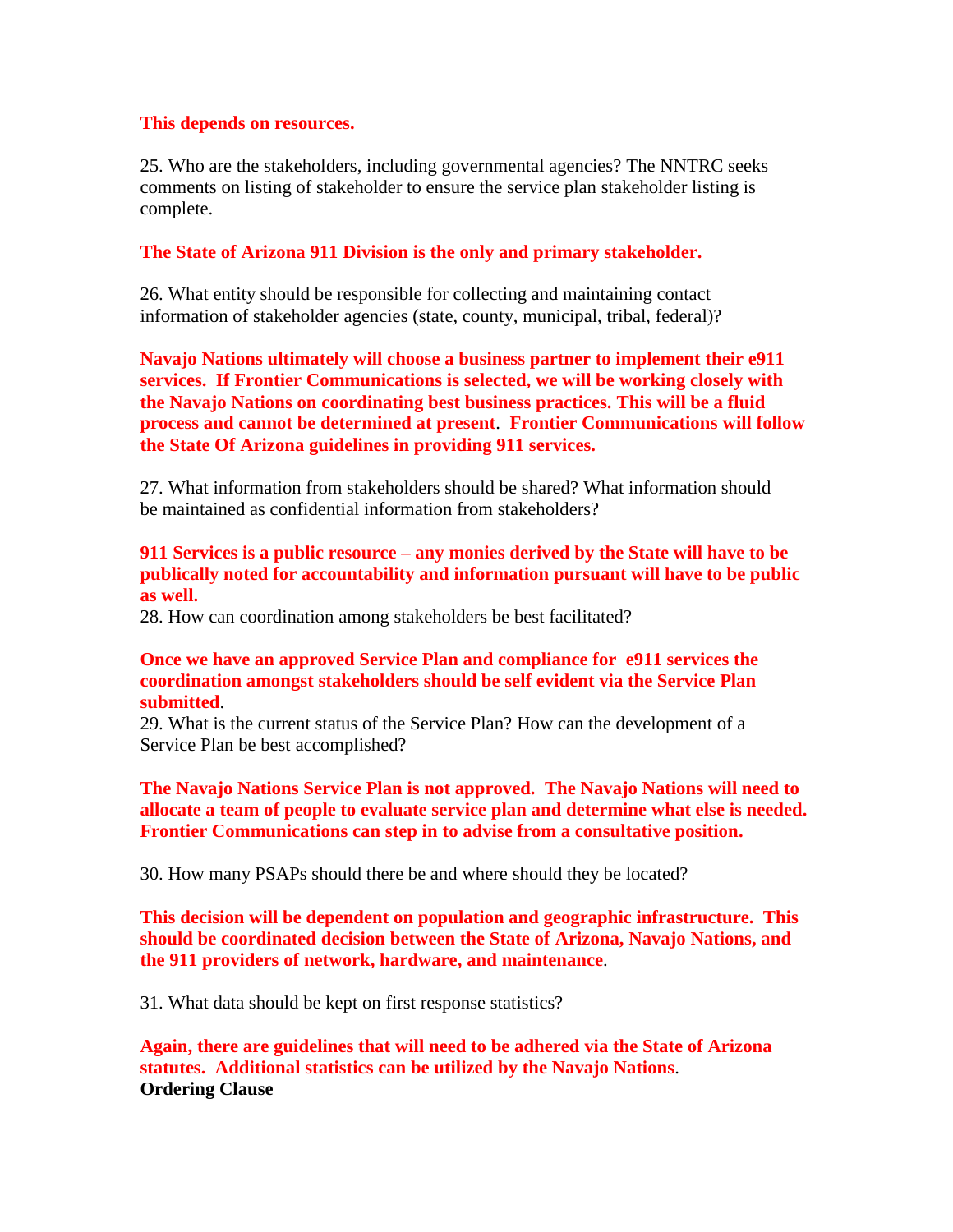**This depends on resources.**

25. Who are the stakeholders, including governmental agencies? The NNTRC seeks comments on listing of stakeholder to ensure the service plan stakeholder listing is complete.

**The State of Arizona 911 Division is the only and primary stakeholder.**

26. What entity should be responsible for collecting and maintaining contact information of stakeholder agencies (state, county, municipal, tribal, federal)?

**Navajo Nations ultimately will choose a business partner to implement their e911 services. If Frontier Communications is selected, we will be working closely with the Navajo Nations on coordinating best business practices. This will be a fluid process and cannot be determined at present**. **Frontier Communications will follow the State Of Arizona guidelines in providing 911 services.**

27. What information from stakeholders should be shared? What information should be maintained as confidential information from stakeholders?

**911 Services is a public resource – any monies derived by the State will have to be publically noted for accountability and information pursuant will have to be public as well.**

28. How can coordination among stakeholders be best facilitated?

**Once we have an approved Service Plan and compliance for e911 services the coordination amongst stakeholders should be self evident via the Service Plan submitted**.

29. What is the current status of the Service Plan? How can the development of a Service Plan be best accomplished?

**The Navajo Nations Service Plan is not approved. The Navajo Nations will need to allocate a team of people to evaluate service plan and determine what else is needed. Frontier Communications can step in to advise from a consultative position.**

30. How many PSAPs should there be and where should they be located?

**This decision will be dependent on population and geographic infrastructure. This should be coordinated decision between the State of Arizona, Navajo Nations, and the 911 providers of network, hardware, and maintenance**.

31. What data should be kept on first response statistics?

**Again, there are guidelines that will need to be adhered via the State of Arizona statutes. Additional statistics can be utilized by the Navajo Nations**.

**Ordering Clause**